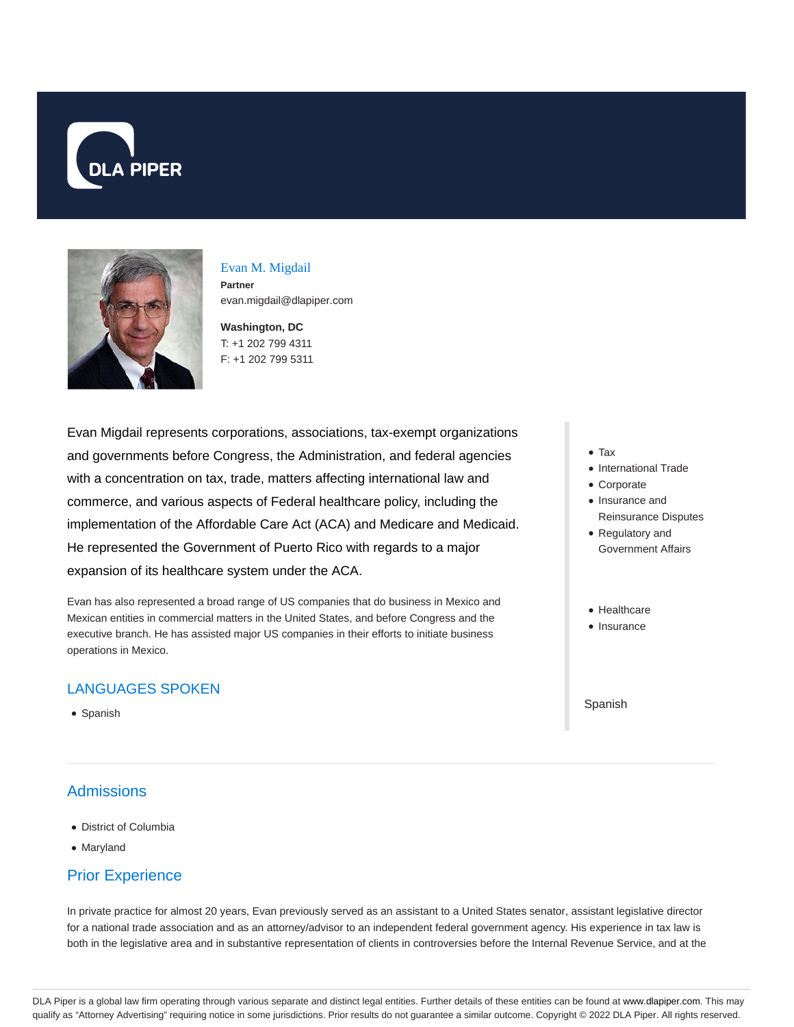DLA PIPER

# Evan M. Migdail

**Partner**

evan.migdail@dlapiper.com

**Washington, DC**

T: +1 202 799 4311

F: +1 202 799 5311

Evan Migdail represents corporations, associations, tax-exempt organizations and governments before Congress, the Administration, and federal agencies with a concentration on tax, trade, matters affecting international law and commerce, and various aspects of Federal healthcare policy, including the implementation of the Affordable Care Act (ACA) and Medicare and Medicaid. He represented the Government of Puerto Rico with regards to a major expansion of its healthcare system under the ACA.

Evan has also represented a broad range of US companies that do business in Mexico and Mexican entities in commercial matters in the United States, and before Congress and the executive branch. He has assisted major US companies in their efforts to initiate business operations in Mexico.

## LANGUAGES SPOKEN

- Spanish

- Tax
- International Trade
- Corporate
- Insurance and Reinsurance Disputes
- Regulatory and Government Affairs

- Healthcare
- Insurance

Spanish

## Admissions

- District of Columbia
- Maryland

## Prior Experience

In private practice for almost 20 years, Evan previously served as an assistant to a United States senator, assistant legislative director for a national trade association and as an attorney/advisor to an independent federal government agency. His experience in tax law is both in the legislative area and in substantive representation of clients in controversies before the Internal Revenue Service, and at the

DLA Piper is a global law firm operating through various separate and distinct legal entities. Further details of these entities can be found at www.dlapiper.com. This may qualify as "Attorney Advertising" requiring notice in some jurisdictions. Prior results do not guarantee a similar outcome. Copyright © 2022 DLA Piper. All rights reserved.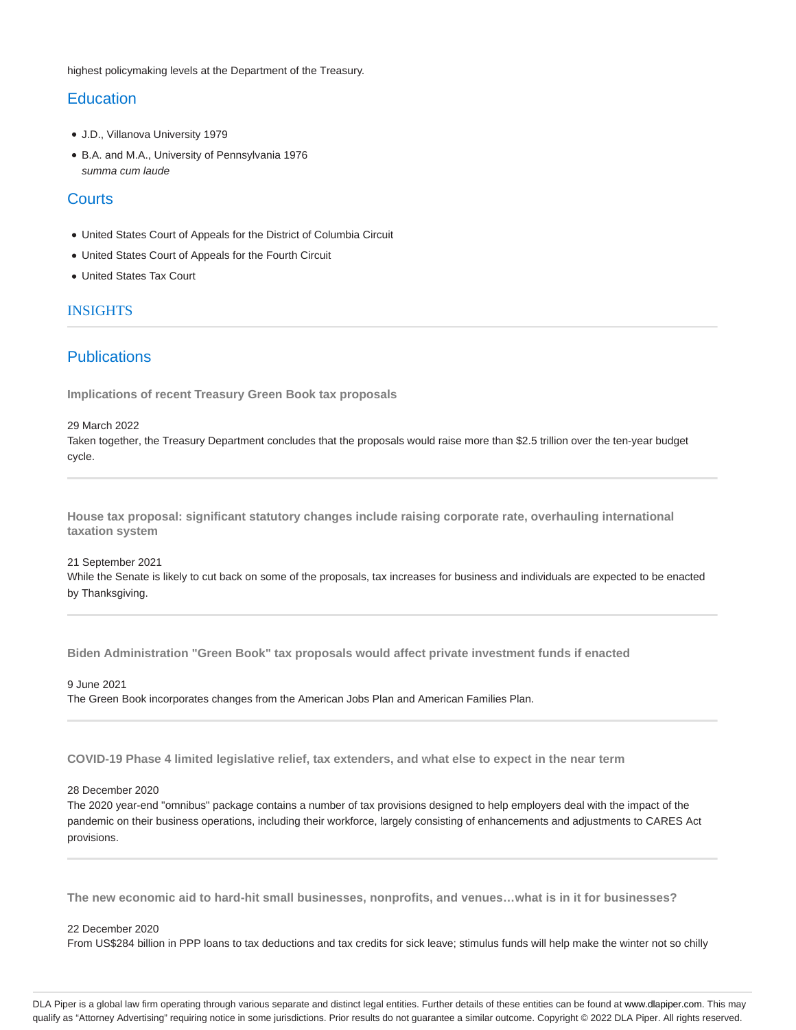highest policymaking levels at the Department of the Treasury.

## Education

- J.D., Villanova University 1979
- B.A. and M.A., University of Pennsylvania 1976
  *summa cum laude*

## Courts

- United States Court of Appeals for the District of Columbia Circuit
- United States Court of Appeals for the Fourth Circuit
- United States Tax Court

## INSIGHTS

## Publications

**Implications of recent Treasury Green Book tax proposals**

29 March 2022
Taken together, the Treasury Department concludes that the proposals would raise more than $2.5 trillion over the ten-year budget cycle.

**House tax proposal: significant statutory changes include raising corporate rate, overhauling international taxation system**

21 September 2021
While the Senate is likely to cut back on some of the proposals, tax increases for business and individuals are expected to be enacted by Thanksgiving.

**Biden Administration "Green Book" tax proposals would affect private investment funds if enacted**

9 June 2021
The Green Book incorporates changes from the American Jobs Plan and American Families Plan.

**COVID-19 Phase 4 limited legislative relief, tax extenders, and what else to expect in the near term**

28 December 2020
The 2020 year-end "omnibus" package contains a number of tax provisions designed to help employers deal with the impact of the pandemic on their business operations, including their workforce, largely consisting of enhancements and adjustments to CARES Act provisions.

**The new economic aid to hard-hit small businesses, nonprofits, and venues…what is in it for businesses?**

22 December 2020
From US$284 billion in PPP loans to tax deductions and tax credits for sick leave; stimulus funds will help make the winter not so chilly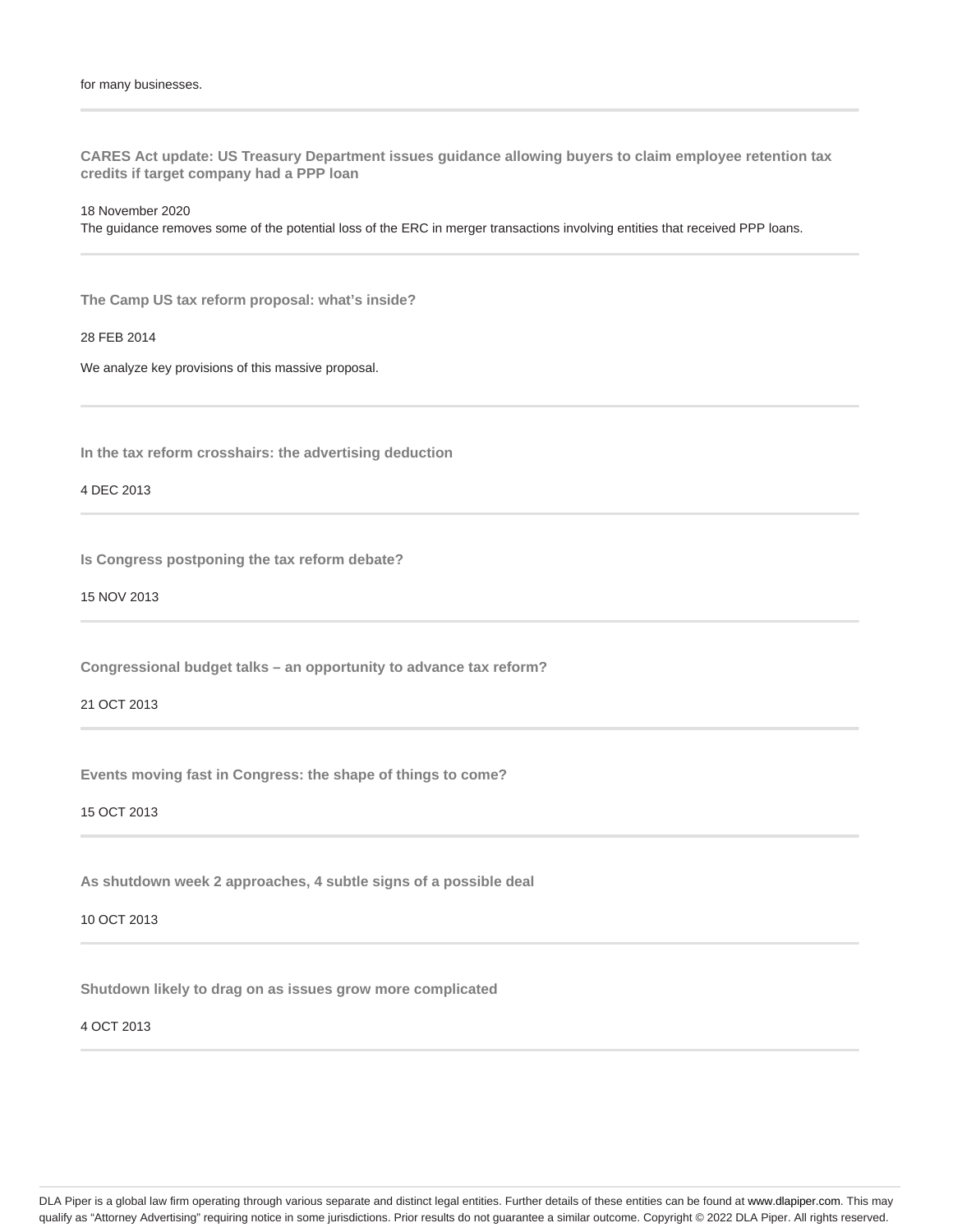for many businesses.

---

**CARES Act update: US Treasury Department issues guidance allowing buyers to claim employee retention tax credits if target company had a PPP loan**

18 November 2020
The guidance removes some of the potential loss of the ERC in merger transactions involving entities that received PPP loans.

---

**The Camp US tax reform proposal: what's inside?**

28 FEB 2014

We analyze key provisions of this massive proposal.

---

**In the tax reform crosshairs: the advertising deduction**

4 DEC 2013

---

**Is Congress postponing the tax reform debate?**

15 NOV 2013

---

**Congressional budget talks – an opportunity to advance tax reform?**

21 OCT 2013

---

**Events moving fast in Congress: the shape of things to come?**

15 OCT 2013

---

**As shutdown week 2 approaches, 4 subtle signs of a possible deal**

10 OCT 2013

---

**Shutdown likely to drag on as issues grow more complicated**

4 OCT 2013

---

DLA Piper is a global law firm operating through various separate and distinct legal entities. Further details of these entities can be found at www.dlapiper.com. This may qualify as "Attorney Advertising" requiring notice in some jurisdictions. Prior results do not guarantee a similar outcome. Copyright © 2022 DLA Piper. All rights reserved.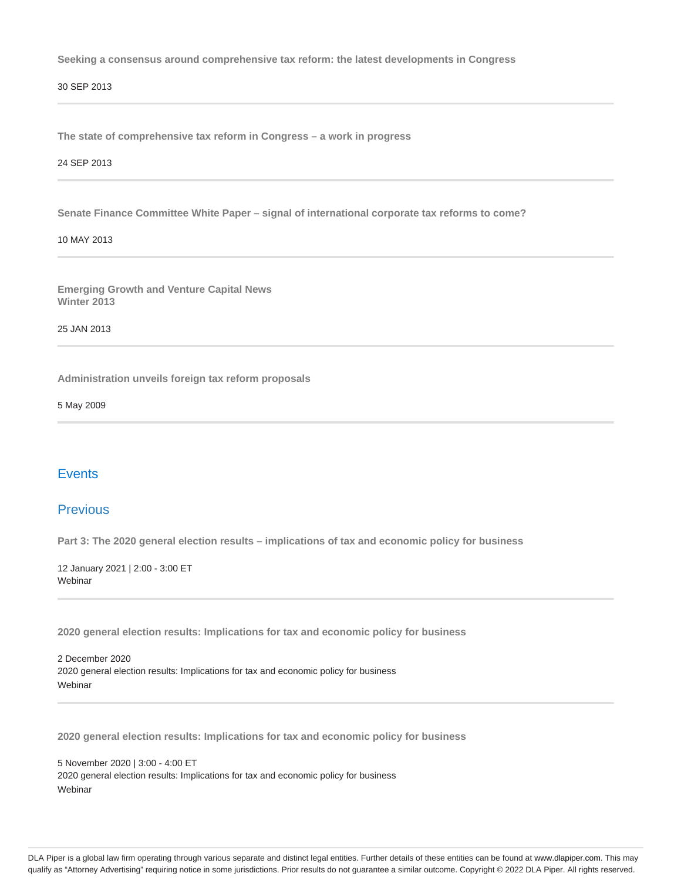**Seeking a consensus around comprehensive tax reform: the latest developments in Congress**

30 SEP 2013

---

**The state of comprehensive tax reform in Congress – a work in progress**

24 SEP 2013

---

**Senate Finance Committee White Paper – signal of international corporate tax reforms to come?**

10 MAY 2013

---

**Emerging Growth and Venture Capital News**
**Winter 2013**

25 JAN 2013

---

**Administration unveils foreign tax reform proposals**

5 May 2009

---

## Events

## Previous

**Part 3: The 2020 general election results – implications of tax and economic policy for business**

12 January 2021 | 2:00 - 3:00 ET
Webinar

---

**2020 general election results: Implications for tax and economic policy for business**

2 December 2020
2020 general election results: Implications for tax and economic policy for business
Webinar

---

**2020 general election results: Implications for tax and economic policy for business**

5 November 2020 | 3:00 - 4:00 ET
2020 general election results: Implications for tax and economic policy for business
Webinar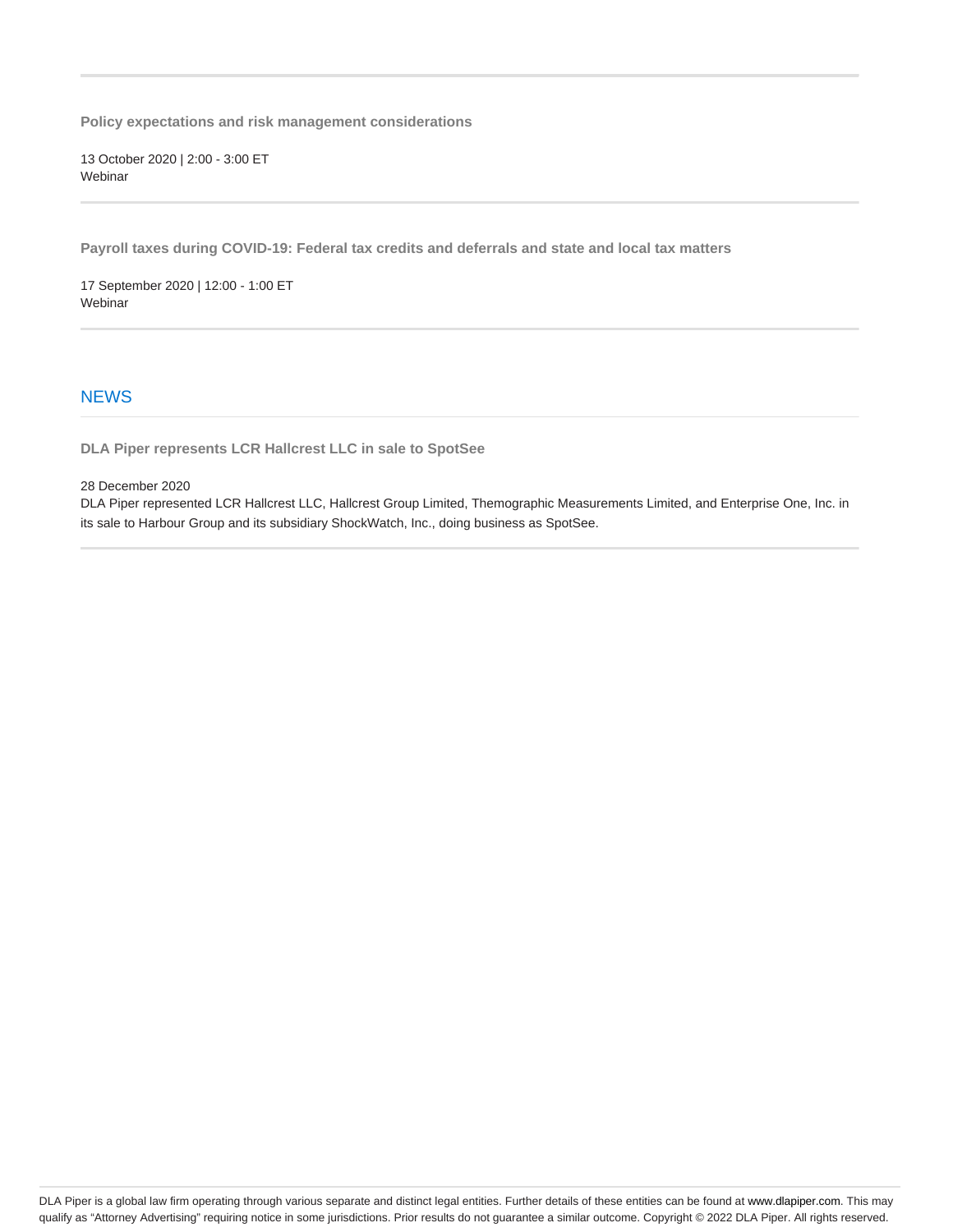**Policy expectations and risk management considerations**

13 October 2020 | 2:00 - 3:00 ET
Webinar

**Payroll taxes during COVID-19: Federal tax credits and deferrals and state and local tax matters**

17 September 2020 | 12:00 - 1:00 ET
Webinar

## NEWS

**DLA Piper represents LCR Hallcrest LLC in sale to SpotSee**

28 December 2020
DLA Piper represented LCR Hallcrest LLC, Hallcrest Group Limited, Themographic Measurements Limited, and Enterprise One, Inc. in its sale to Harbour Group and its subsidiary ShockWatch, Inc., doing business as SpotSee.

DLA Piper is a global law firm operating through various separate and distinct legal entities. Further details of these entities can be found at www.dlapiper.com. This may qualify as "Attorney Advertising" requiring notice in some jurisdictions. Prior results do not guarantee a similar outcome. Copyright © 2022 DLA Piper. All rights reserved.